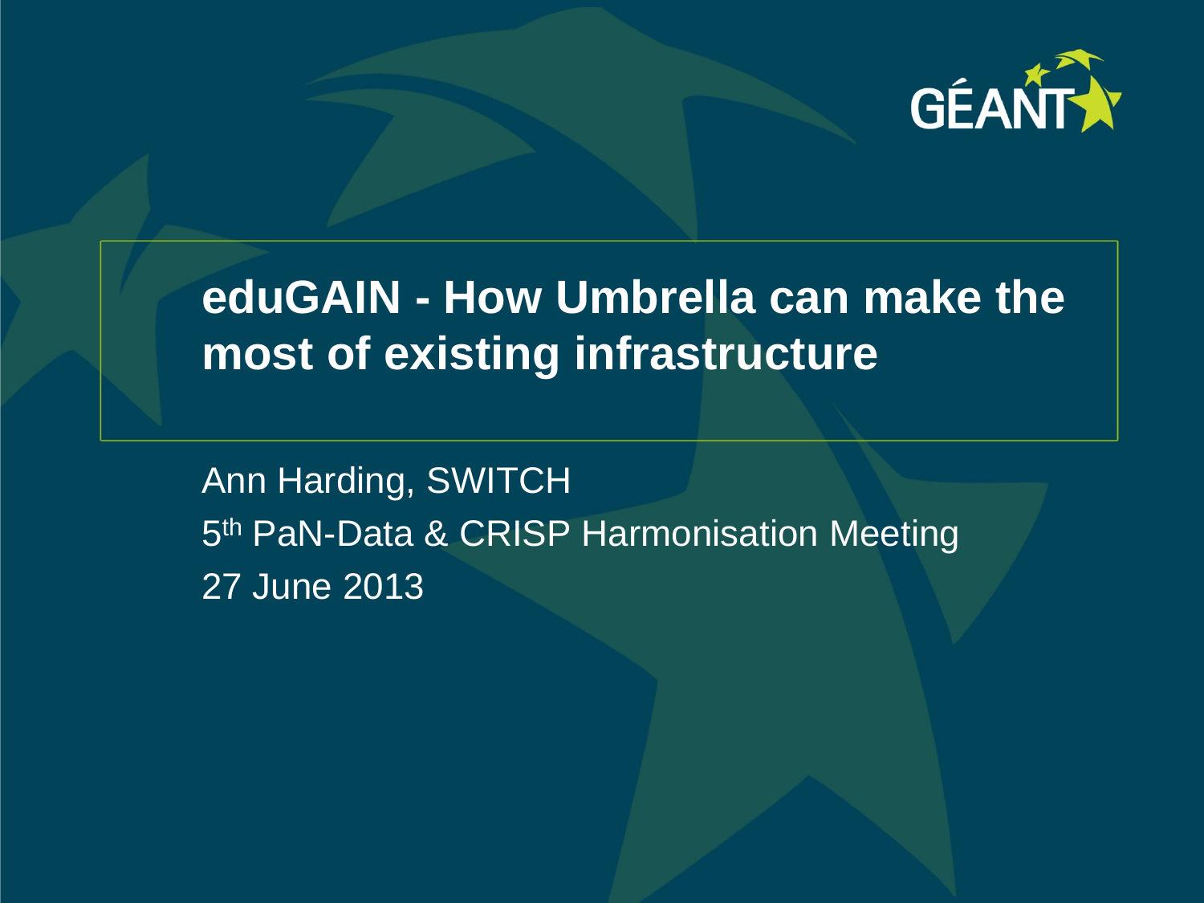# eduGAIN - How Umbrella can make the most of existing infrastructure

Ann Harding, SWITCH

5th PaN-Data & CRISP Harmonisation Meeting

27 June 2013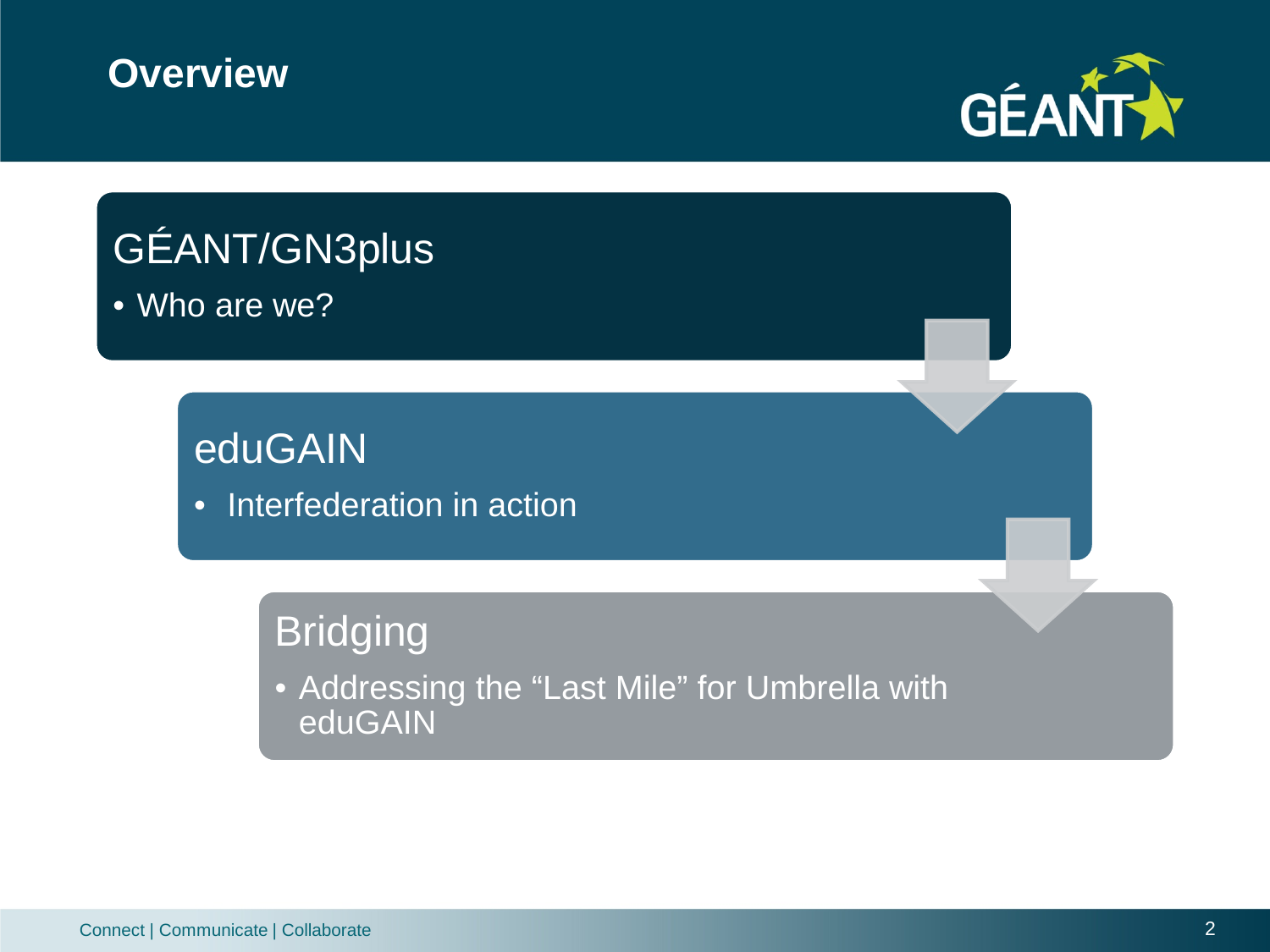# Overview

## GÉANT/GN3plus

- Who are we?

## eduGAIN

- Interfederation in action

## Bridging

- Addressing the “Last Mile” for Umbrella with eduGAIN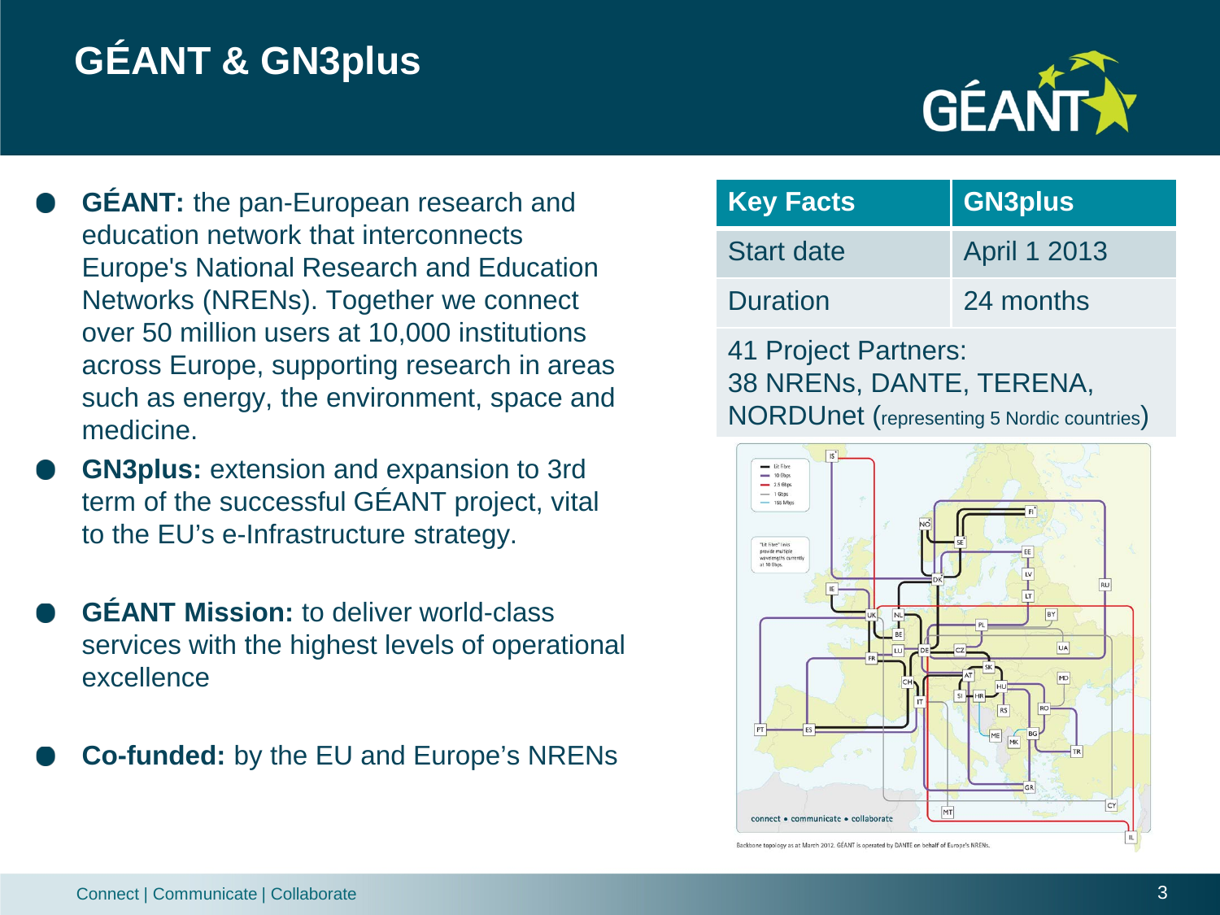# GÉANT & GN3plus

- **GÉANT:** the pan-European research and education network that interconnects Europe's National Research and Education Networks (NRENs). Together we connect over 50 million users at 10,000 institutions across Europe, supporting research in areas such as energy, the environment, space and medicine.
- **GN3plus:** extension and expansion to 3rd term of the successful GÉANT project, vital to the EU's e-Infrastructure strategy.
- **GÉANT Mission:** to deliver world-class services with the highest levels of operational excellence
- **Co-funded:** by the EU and Europe's NRENs

| Key Facts | GN3plus |
| --- | --- |
| Start date | April 1 2013 |
| Duration | 24 months |
| 41 Project Partners: 38 NRENs, DANTE, TERENA, NORDUnet (representing 5 Nordic countries) | |

Backbone topology as at March 2012. GÉANT is operated by DANTE on behalf of Europe's NRENs.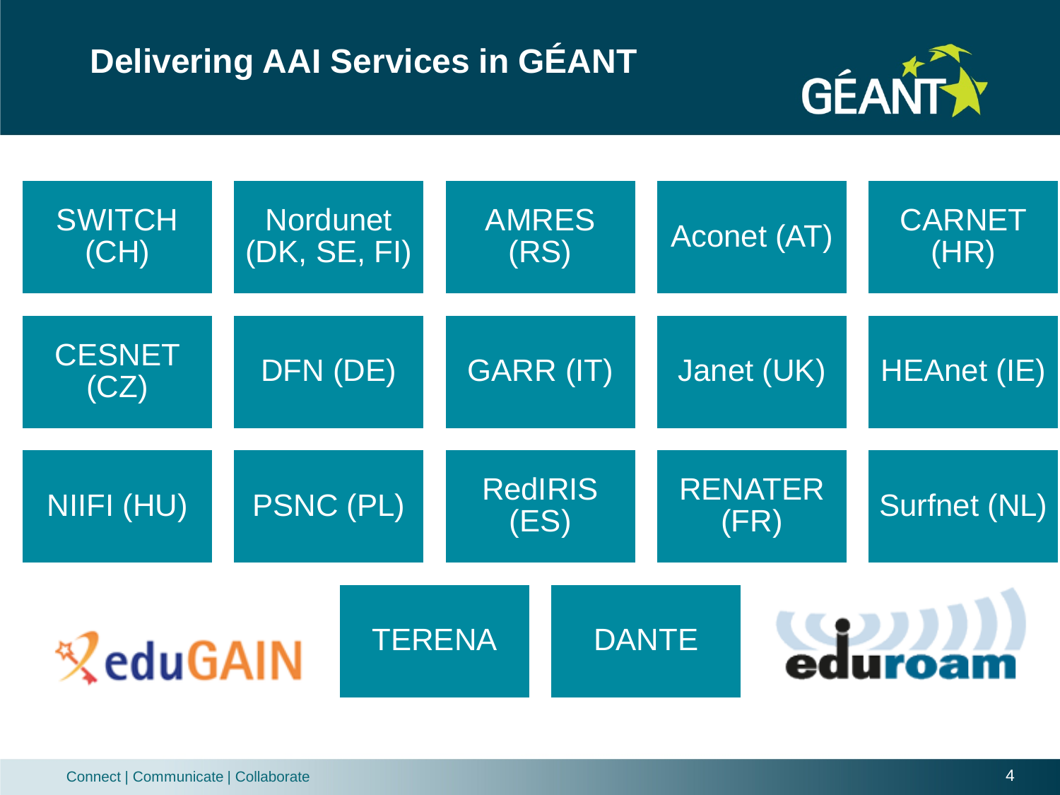# Delivering AAI Services in GÉANT

- SWITCH (CH)
- Nordunet (DK, SE, FI)
- AMRES (RS)
- Aconet (AT)
- CARNET (HR)
- CESNET (CZ)
- DFN (DE)
- GARR (IT)
- Janet (UK)
- HEAnet (IE)
- NIIFI (HU)
- PSNC (PL)
- RedIRIS (ES)
- RENATER (FR)
- Surfnet (NL)
- eduGAIN
- TERENA
- DANTE
- eduroam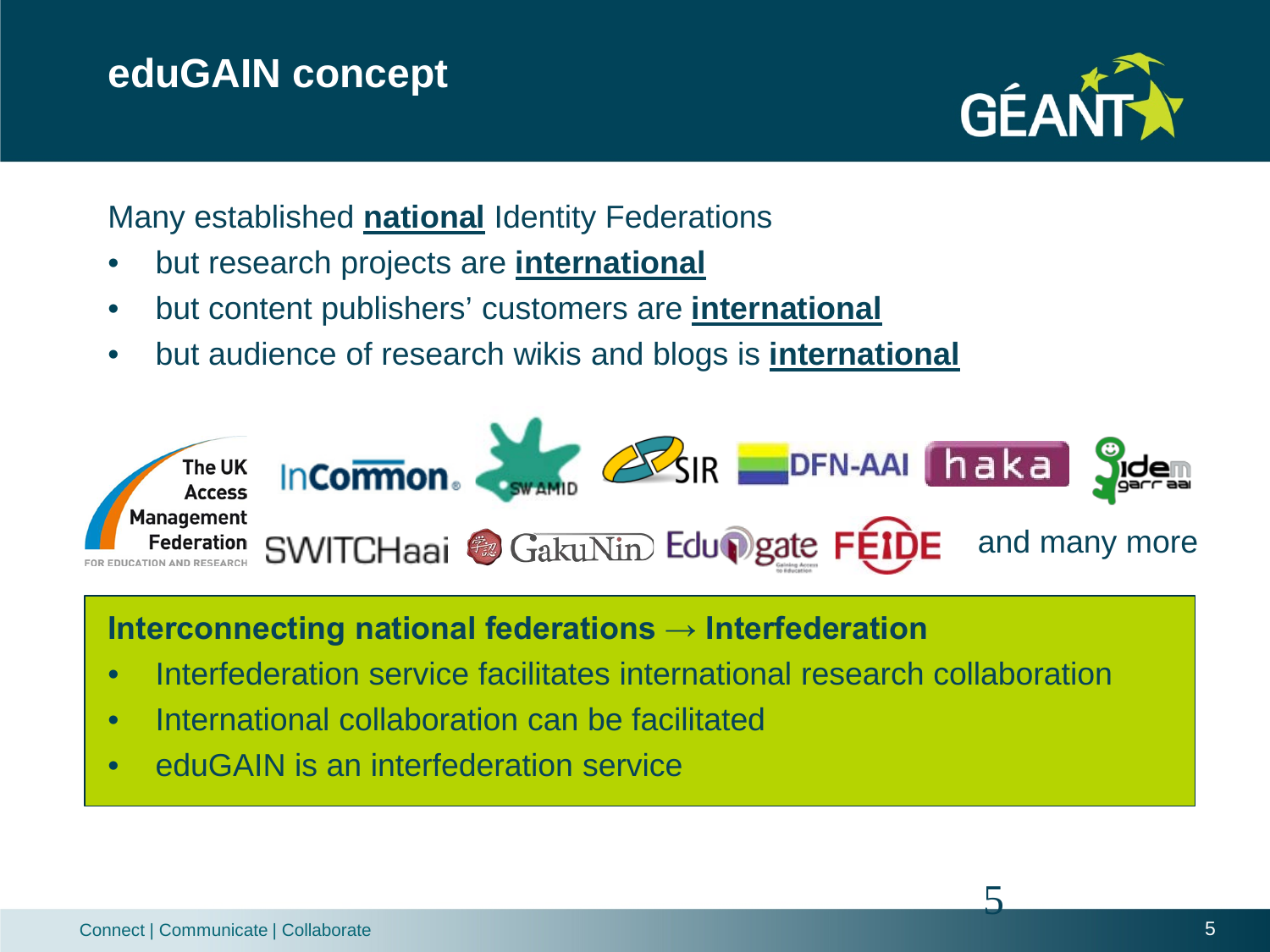# eduGAIN concept

Many established **national** Identity Federations

- but research projects are **international**
- but content publishers' customers are **international**
- but audience of research wikis and blogs is **international**

The UK Access Management Federation FOR EDUCATION AND RESEARCH, InCommon, SWAMID, SIR, DFN-AAI, haka, idem garr aai, SWITCHaai, GakuNin, Edugate, FEIDE and many more

**Interconnecting national federations → Interfederation**

- Interfederation service facilitates international research collaboration
- International collaboration can be facilitated
- eduGAIN is an interfederation service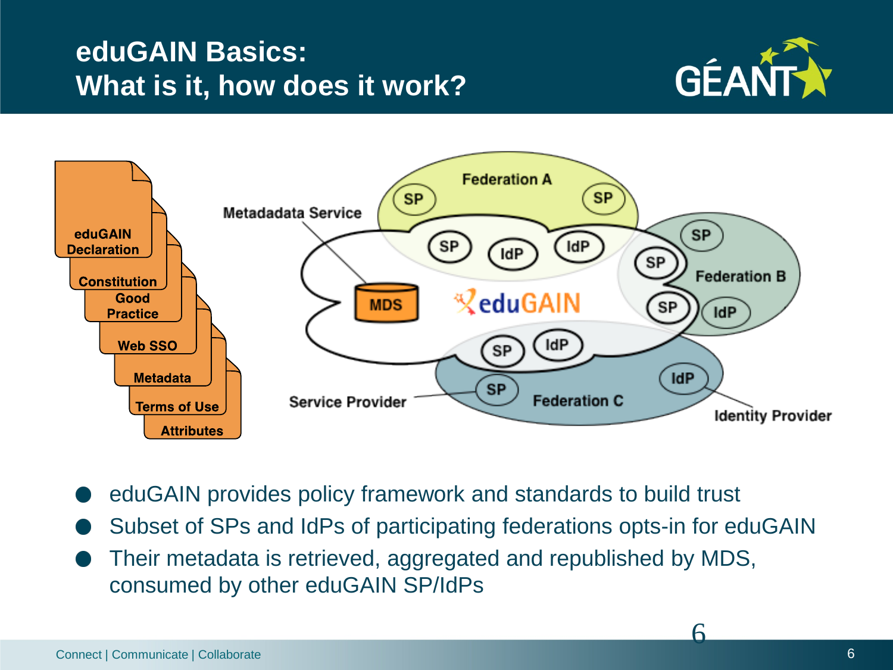# eduGAIN Basics: What is it, how does it work?

- eduGAIN provides policy framework and standards to build trust
- Subset of SPs and IdPs of participating federations opts-in for eduGAIN
- Their metadata is retrieved, aggregated and republished by MDS, consumed by other eduGAIN SP/IdPs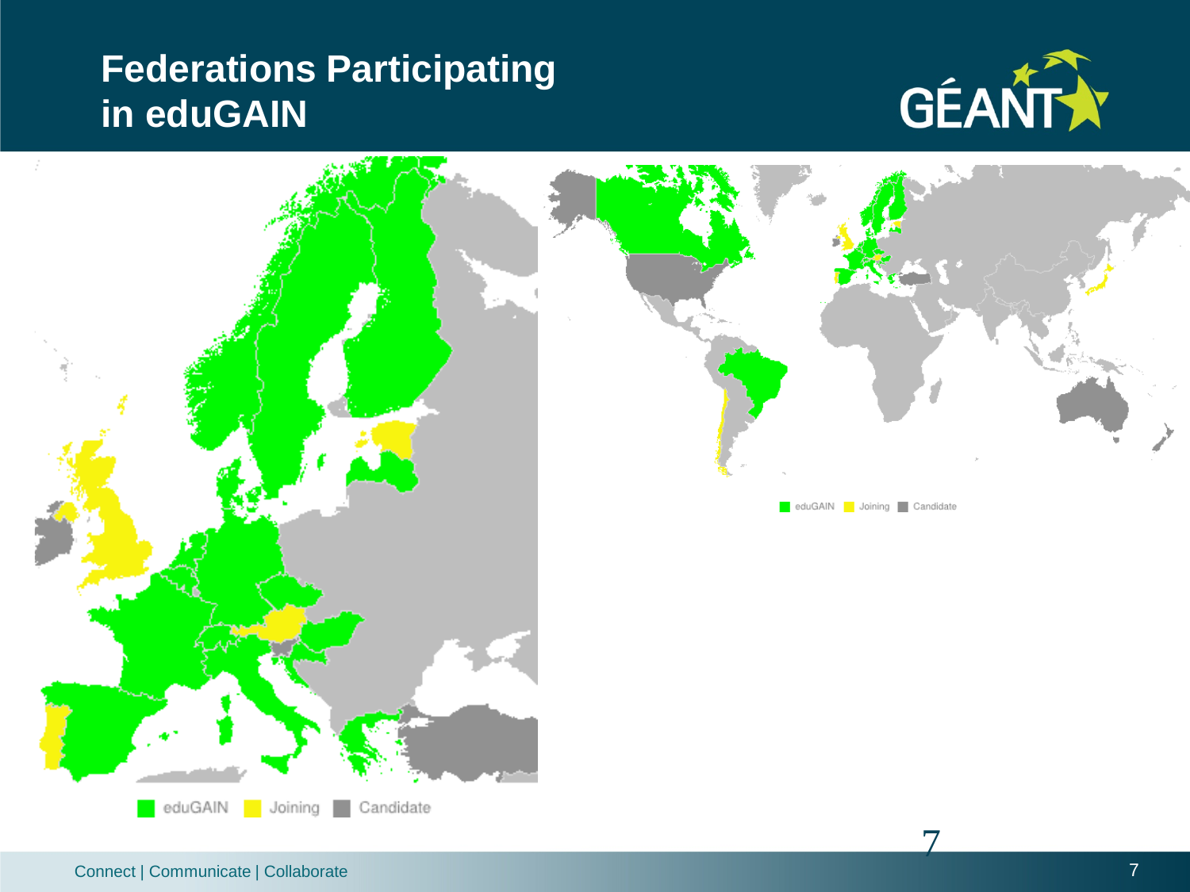# Federations Participating in eduGAIN

eduGAIN | Joining | Candidate

eduGAIN | Joining | Candidate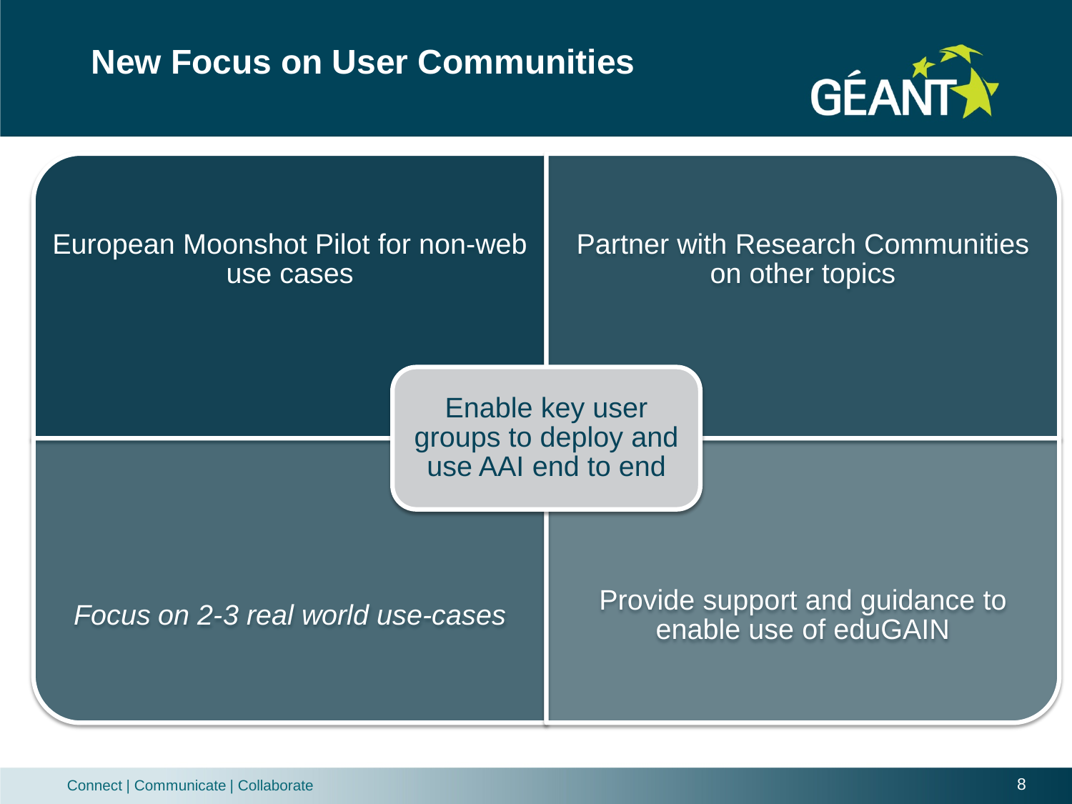# New Focus on User Communities

- European Moonshot Pilot for non-web use cases
- Partner with Research Communities on other topics
- *Focus on 2-3 real world use-cases*
- Provide support and guidance to enable use of eduGAIN

**Enable key user groups to deploy and use AAI end to end**

Connect | Communicate | Collaborate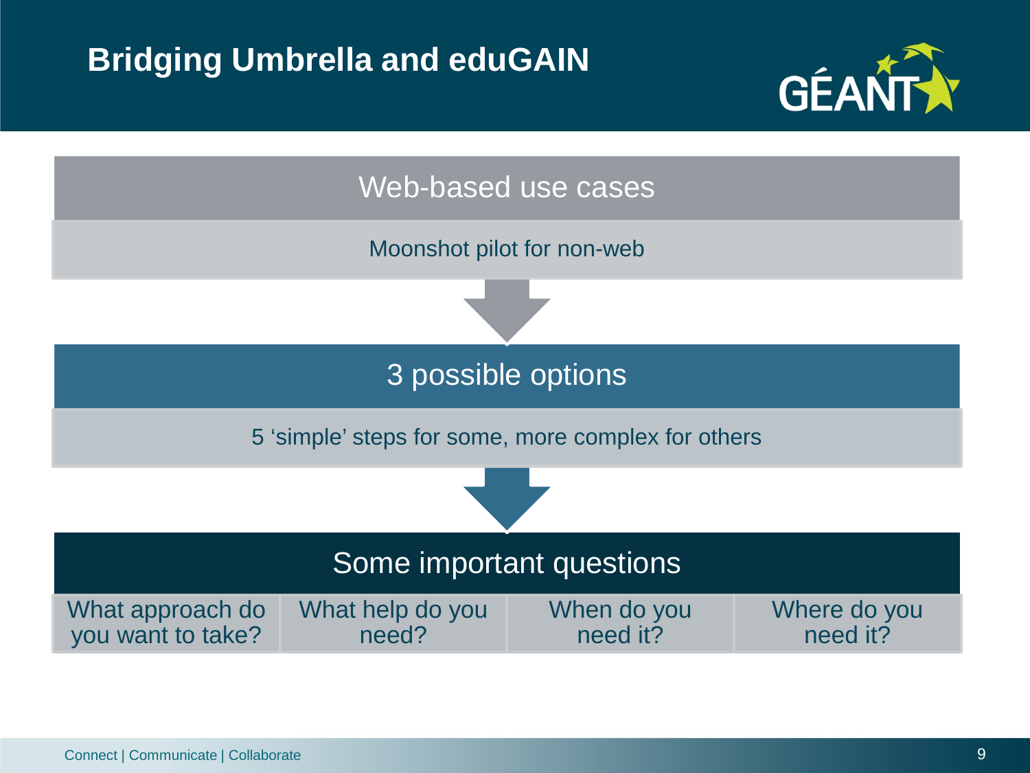# Bridging Umbrella and eduGAIN

**Web-based use cases**

Moonshot pilot for non-web

↓

**3 possible options**

5 'simple' steps for some, more complex for others

↓

**Some important questions**

| What approach do you want to take? | What help do you need? | When do you need it? | Where do you need it? |
| --- | --- | --- | --- |

Connect | Communicate | Collaborate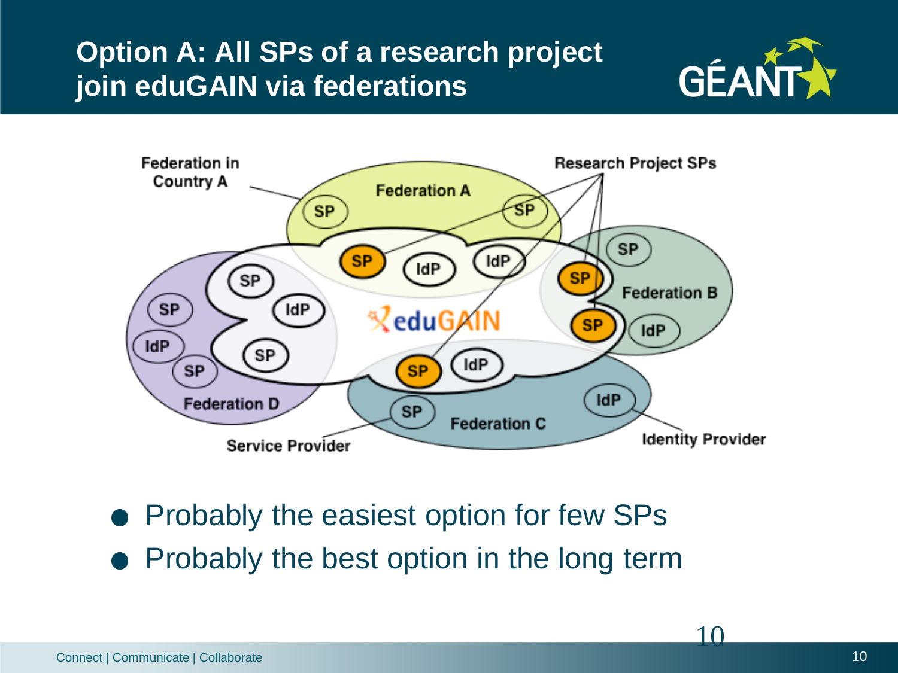# Option A: All SPs of a research project join eduGAIN via federations

- Probably the easiest option for few SPs
- Probably the best option in the long term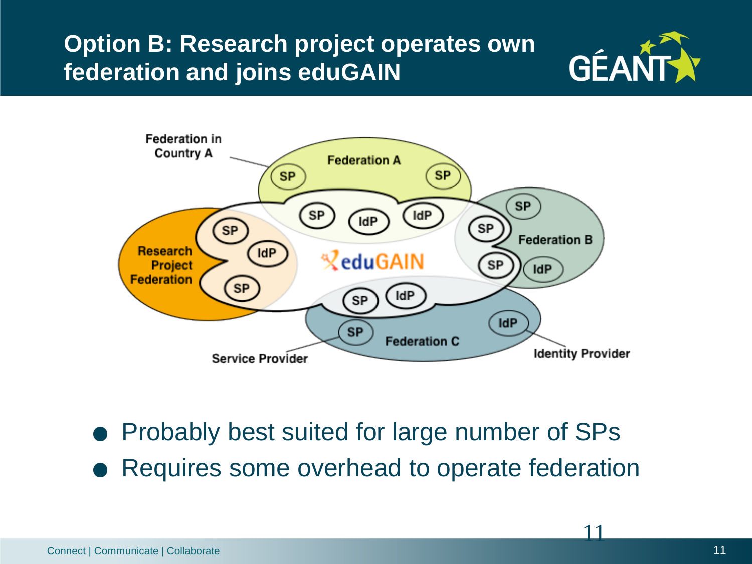# Option B: Research project operates own federation and joins eduGAIN

- Probably best suited for large number of SPs
- Requires some overhead to operate federation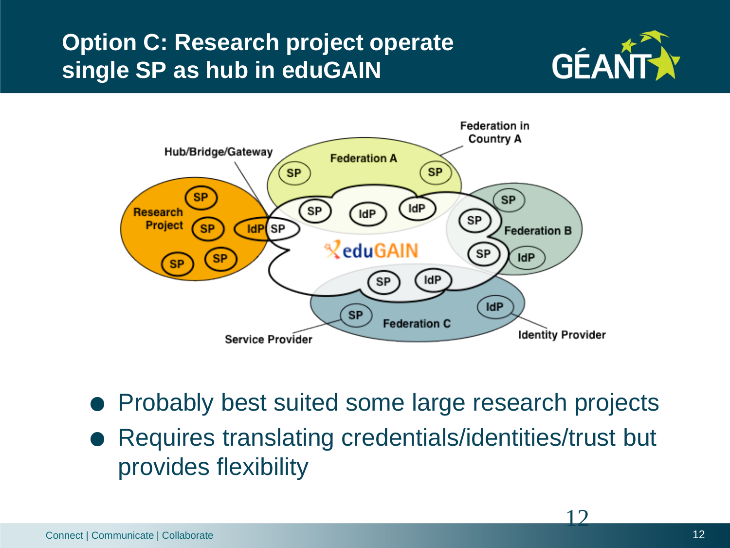# Option C: Research project operate single SP as hub in eduGAIN

- Probably best suited some large research projects
- Requires translating credentials/identities/trust but provides flexibility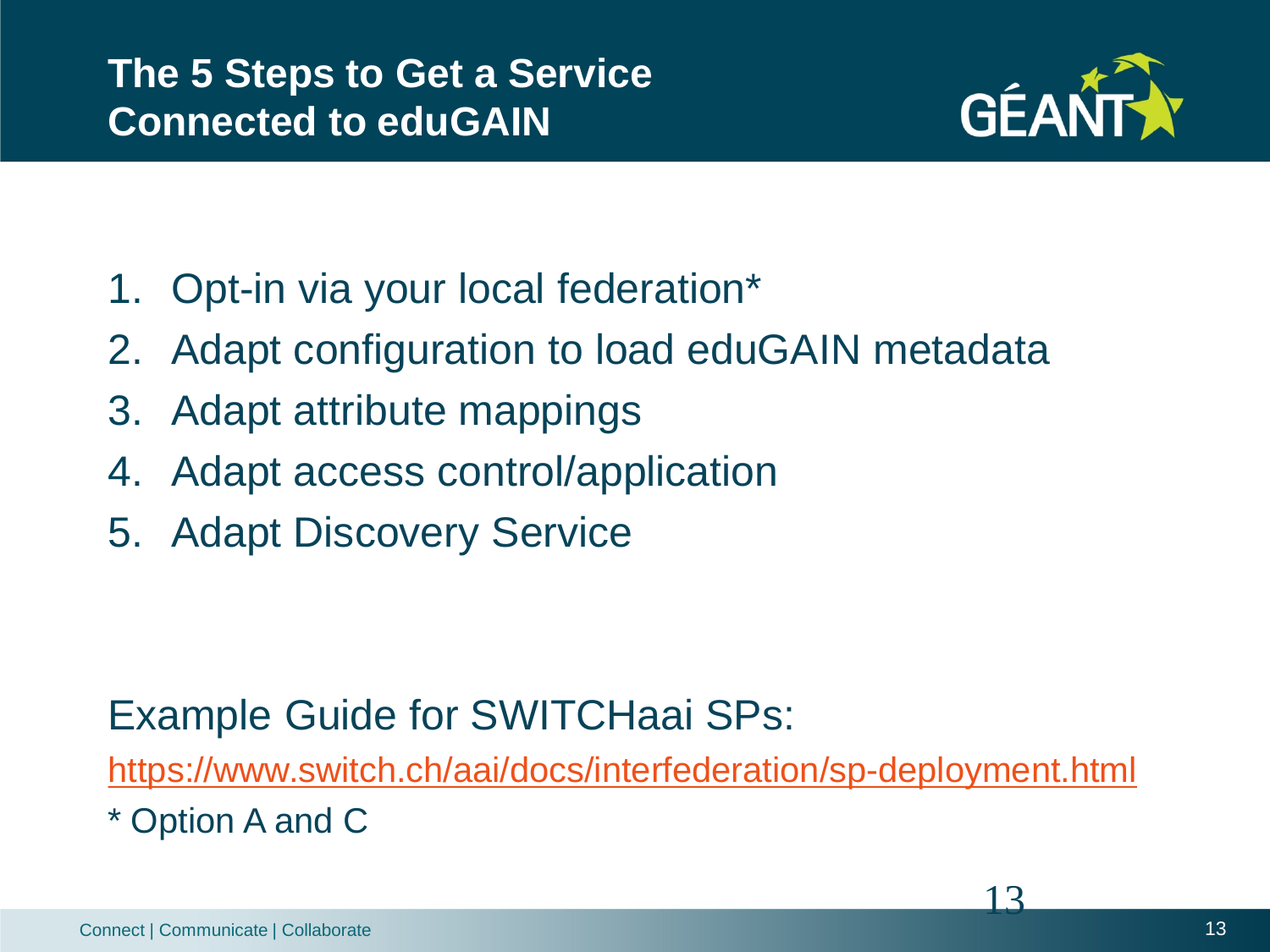# The 5 Steps to Get a Service Connected to eduGAIN

1. Opt-in via your local federation*
2. Adapt configuration to load eduGAIN metadata
3. Adapt attribute mappings
4. Adapt access control/application
5. Adapt Discovery Service

Example Guide for SWITCHaai SPs:

https://www.switch.ch/aai/docs/interfederation/sp-deployment.html

* Option A and C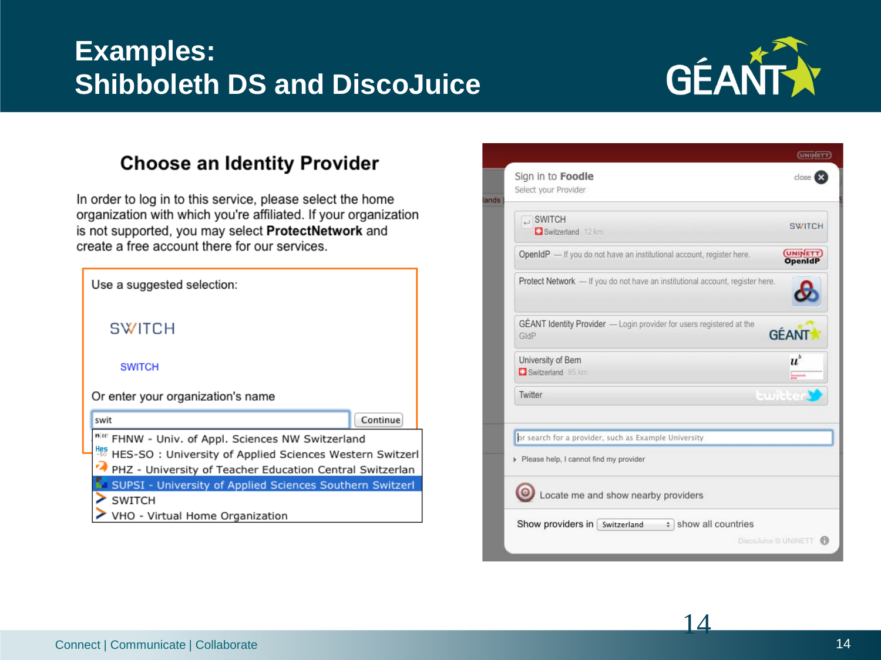# Examples: Shibboleth DS and DiscoJuice

## Choose an Identity Provider

In order to log in to this service, please select the home organization with which you're affiliated. If your organization is not supported, you may select **ProtectNetwork** and create a free account there for our services.

Use a suggested selection:

SWITCH

SWITCH

Or enter your organization's name

swit [Continue]

- FHNW - Univ. of Appl. Sciences NW Switzerland
- HES-SO : University of Applied Sciences Western Switzerl
- PHZ - University of Teacher Education Central Switzerlan
- SUPSI - University of Applied Sciences Southern Switzerl
- SWITCH
- VHO - Virtual Home Organization

---

Sign in to **Foodle**
Select your Provider

close

- SWITCH — Switzerland 12 km
- OpenIdP — If you do not have an institutional account, register here.
- Protect Network — If you do not have an institutional account, register here.
- GÉANT Identity Provider — Login provider for users registered at the GIdP
- University of Bern — Switzerland 85 km
- Twitter

or search for a provider, such as Example University

Please help, I cannot find my provider

Locate me and show nearby providers

Show providers in Switzerland show all countries

DiscoJuice © UNINETT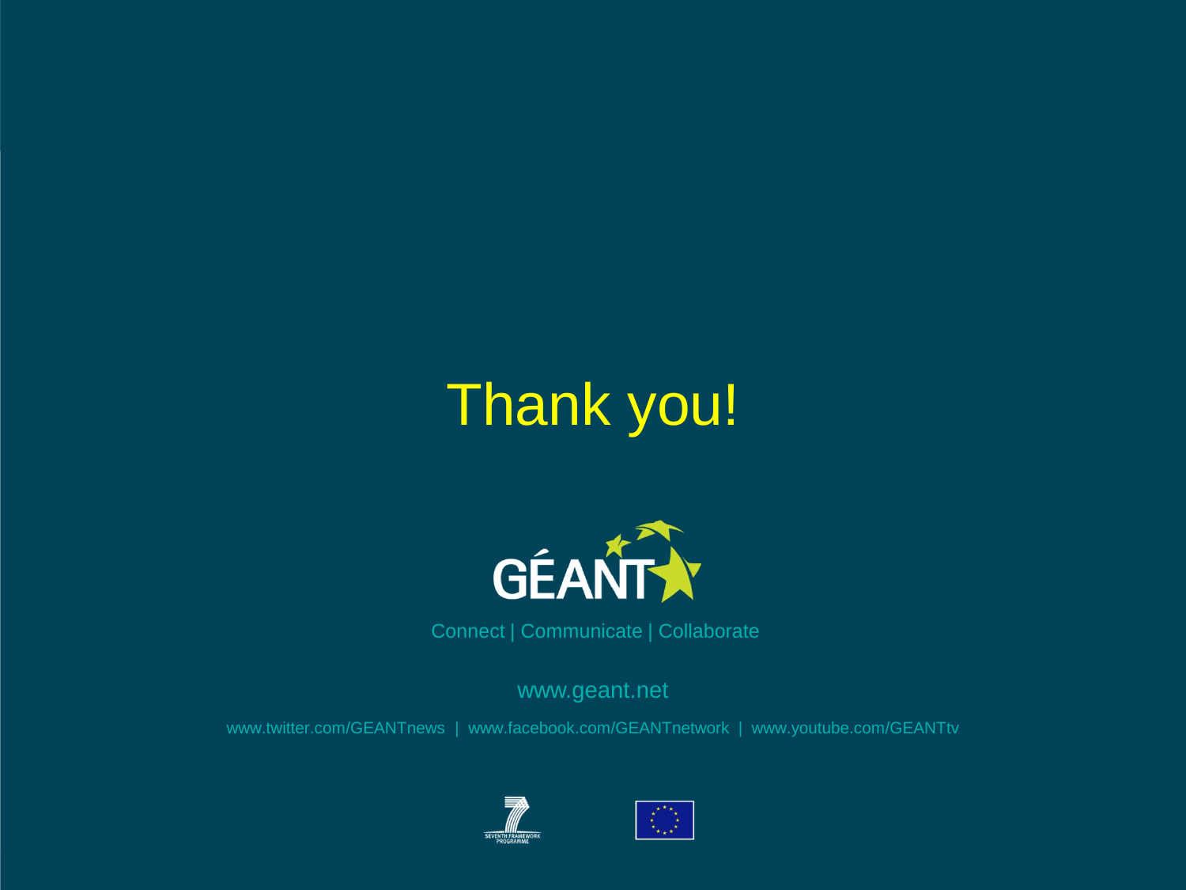# Thank you!

GÉANT

Connect | Communicate | Collaborate

www.geant.net

www.twitter.com/GEANTnews | www.facebook.com/GEANTnetwork | www.youtube.com/GEANTtv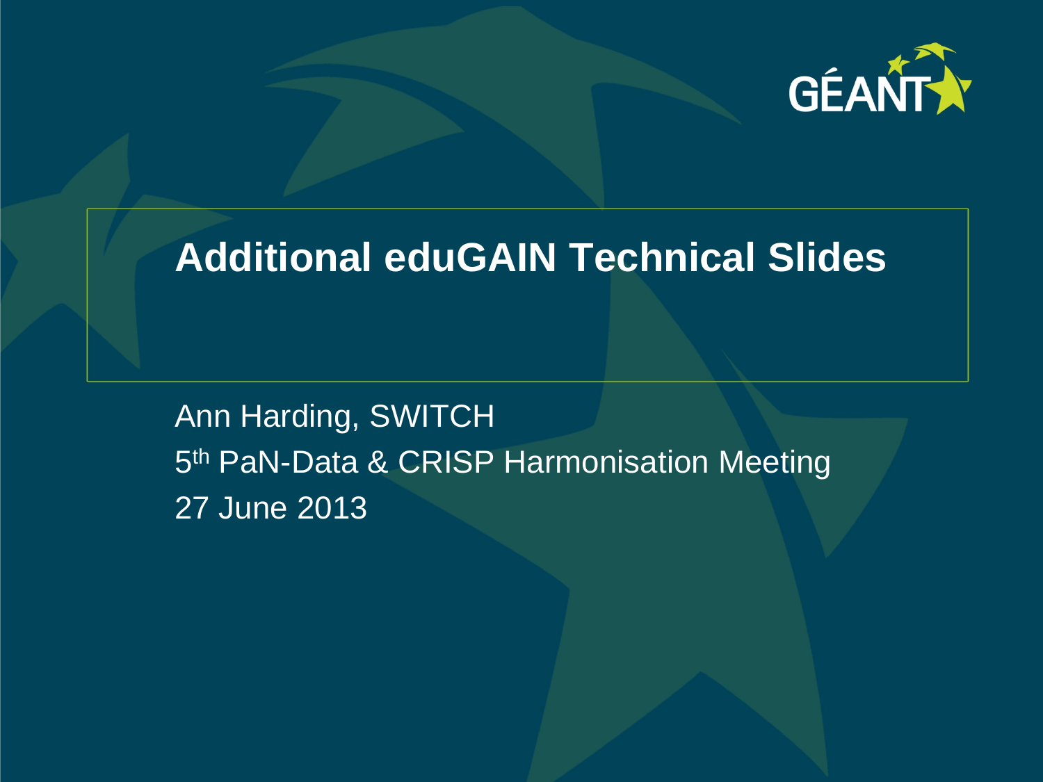# Additional eduGAIN Technical Slides

Ann Harding, SWITCH

5th PaN-Data & CRISP Harmonisation Meeting

27 June 2013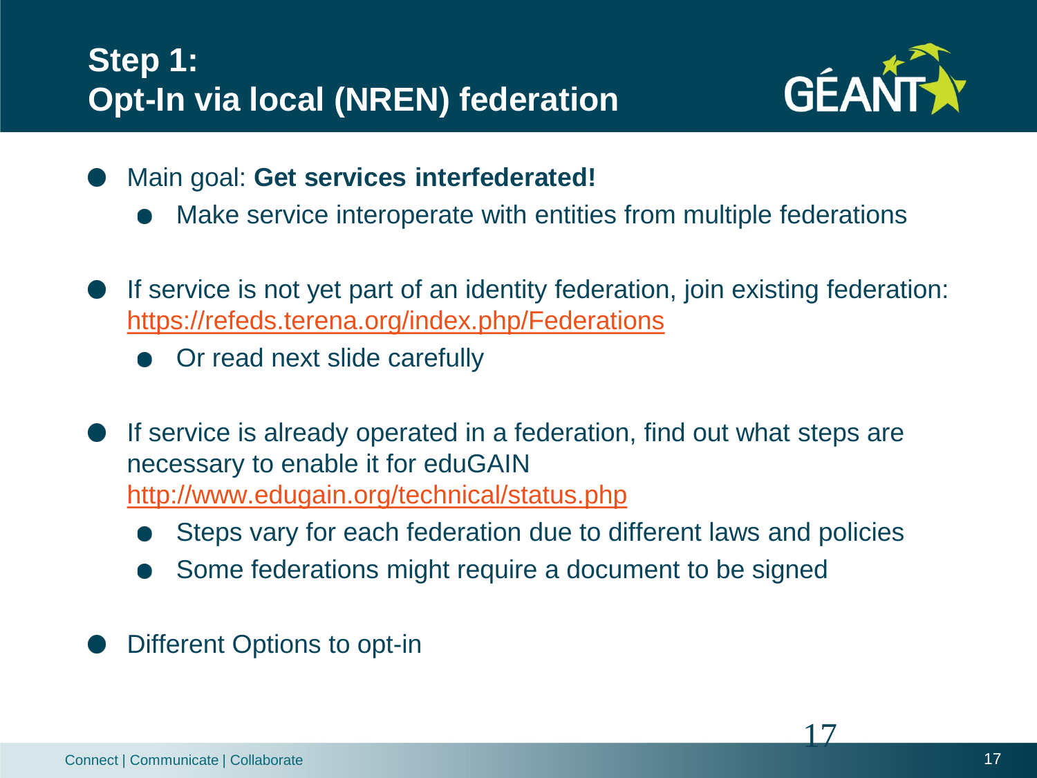# Step 1: Opt-In via local (NREN) federation

- Main goal: **Get services interfederated!**
  - Make service interoperate with entities from multiple federations

- If service is not yet part of an identity federation, join existing federation: https://refeds.terena.org/index.php/Federations
  - Or read next slide carefully

- If service is already operated in a federation, find out what steps are necessary to enable it for eduGAIN http://www.edugain.org/technical/status.php
  - Steps vary for each federation due to different laws and policies
  - Some federations might require a document to be signed

- Different Options to opt-in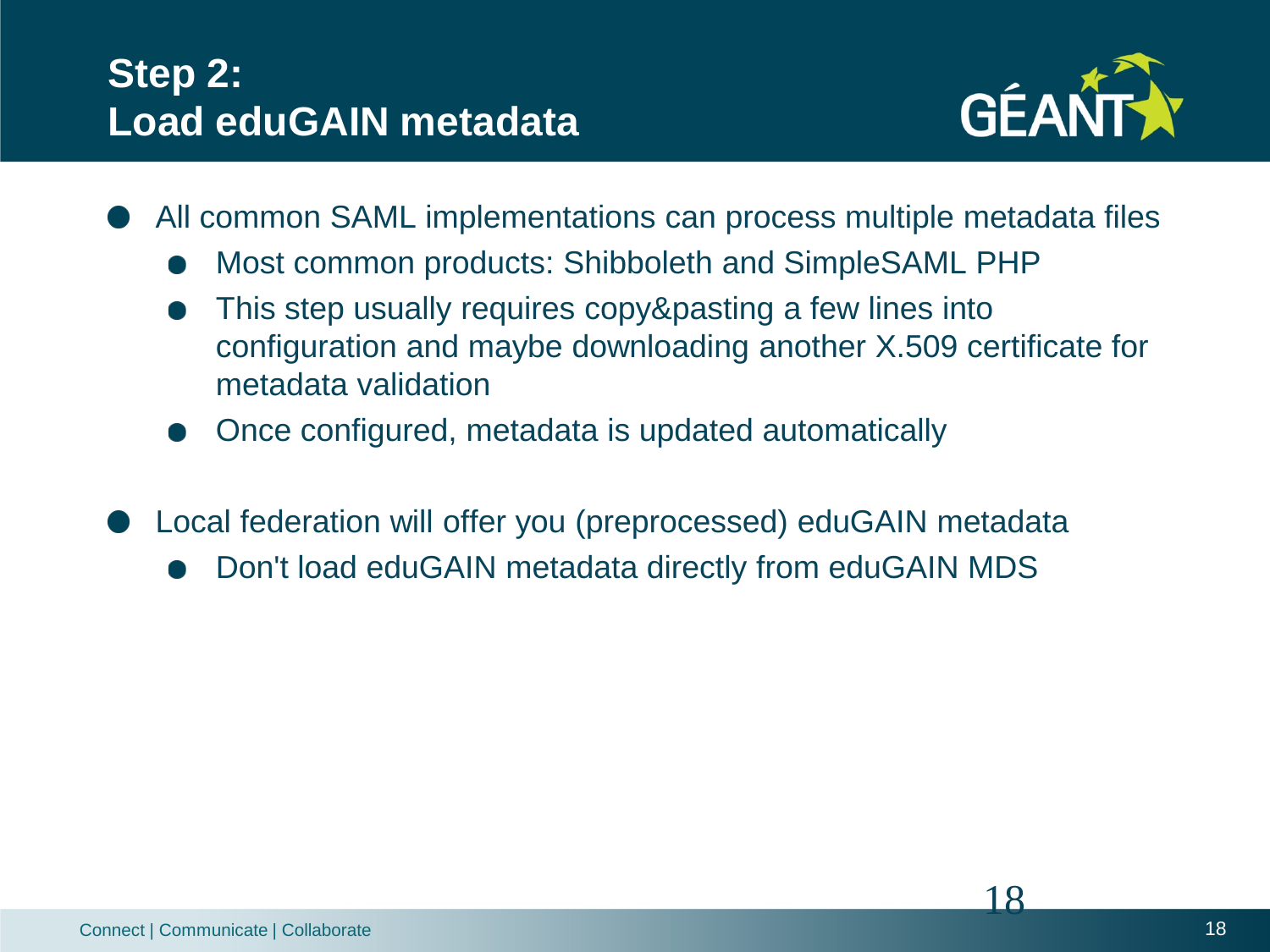# Step 2: Load eduGAIN metadata

- All common SAML implementations can process multiple metadata files
  - Most common products: Shibboleth and SimpleSAML PHP
  - This step usually requires copy&pasting a few lines into configuration and maybe downloading another X.509 certificate for metadata validation
  - Once configured, metadata is updated automatically

- Local federation will offer you (preprocessed) eduGAIN metadata
  - Don't load eduGAIN metadata directly from eduGAIN MDS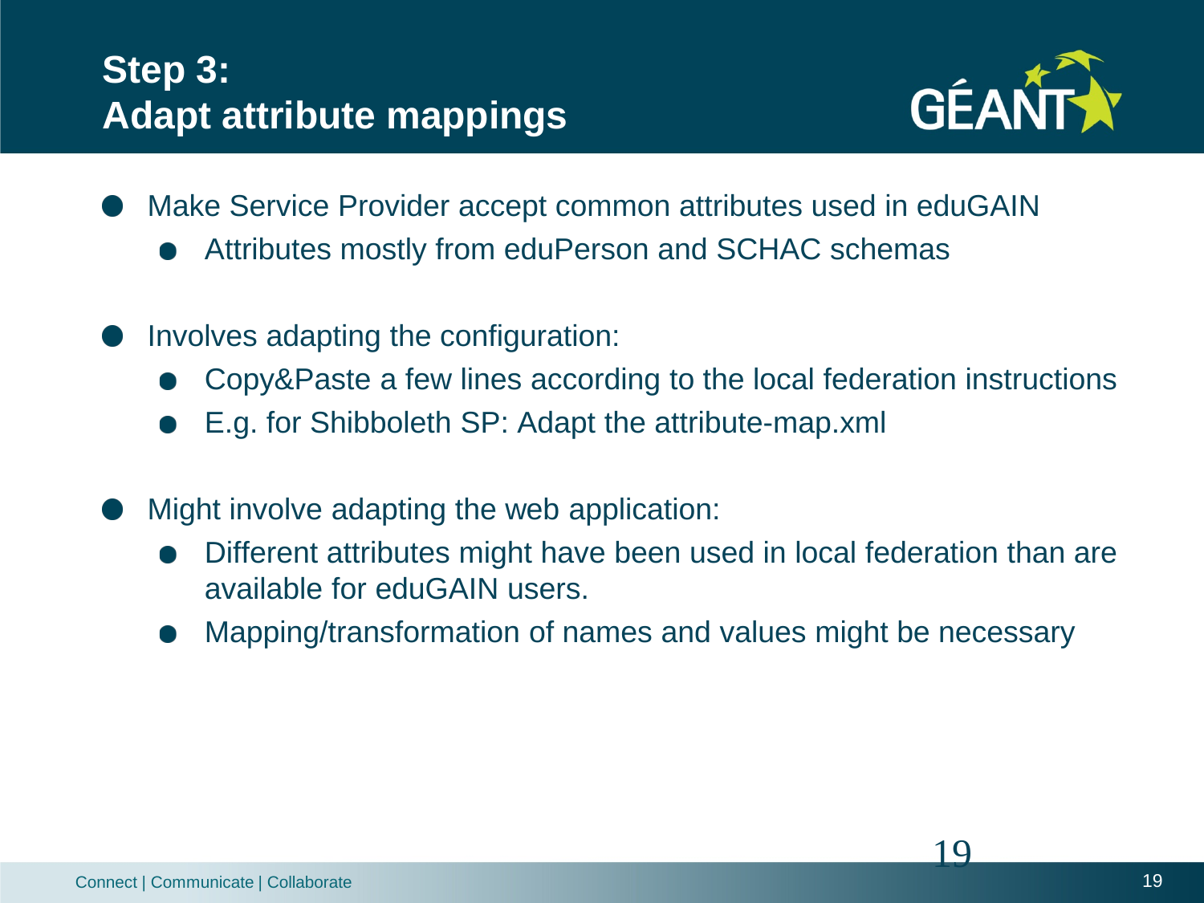# Step 3: Adapt attribute mappings

- Make Service Provider accept common attributes used in eduGAIN
  - Attributes mostly from eduPerson and SCHAC schemas
- Involves adapting the configuration:
  - Copy&Paste a few lines according to the local federation instructions
  - E.g. for Shibboleth SP: Adapt the attribute-map.xml
- Might involve adapting the web application:
  - Different attributes might have been used in local federation than are available for eduGAIN users.
  - Mapping/transformation of names and values might be necessary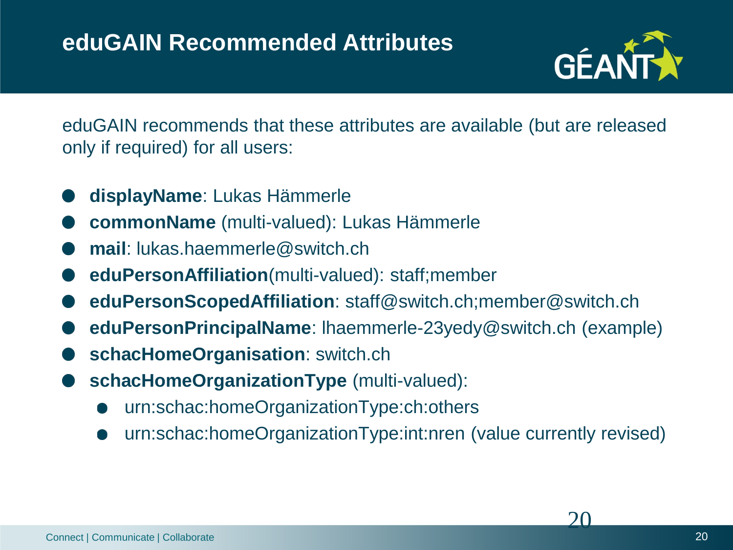# eduGAIN Recommended Attributes

eduGAIN recommends that these attributes are available (but are released only if required) for all users:

- **displayName**: Lukas Hämmerle
- **commonName** (multi-valued): Lukas Hämmerle
- **mail**: lukas.haemmerle@switch.ch
- **eduPersonAffiliation**(multi-valued): staff;member
- **eduPersonScopedAffiliation**: staff@switch.ch;member@switch.ch
- **eduPersonPrincipalName**: lhaemmerle-23yedy@switch.ch (example)
- **schacHomeOrganisation**: switch.ch
- **schacHomeOrganizationType** (multi-valued):
  - urn:schac:homeOrganizationType:ch:others
  - urn:schac:homeOrganizationType:int:nren (value currently revised)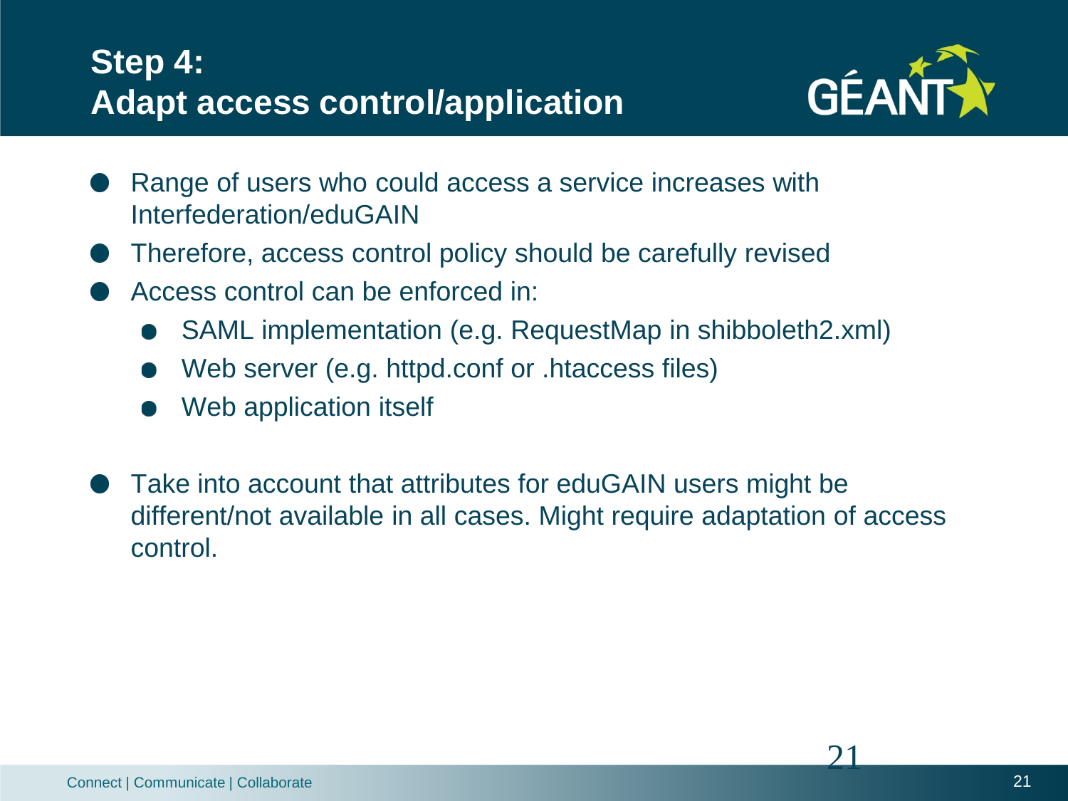# Step 4: Adapt access control/application

- Range of users who could access a service increases with Interfederation/eduGAIN
- Therefore, access control policy should be carefully revised
- Access control can be enforced in:
  - SAML implementation (e.g. RequestMap in shibboleth2.xml)
  - Web server (e.g. httpd.conf or .htaccess files)
  - Web application itself
- Take into account that attributes for eduGAIN users might be different/not available in all cases. Might require adaptation of access control.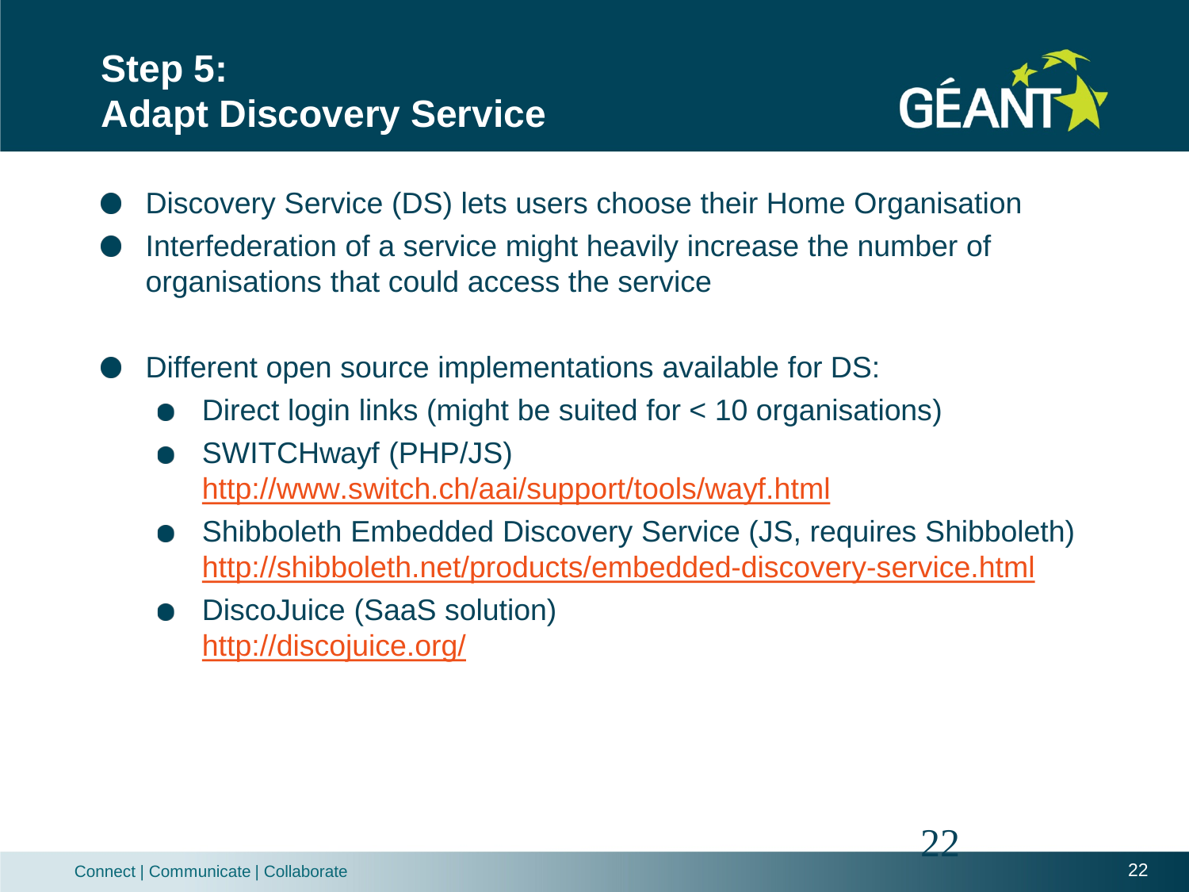# Step 5: Adapt Discovery Service

- Discovery Service (DS) lets users choose their Home Organisation
- Interfederation of a service might heavily increase the number of organisations that could access the service

- Different open source implementations available for DS:
  - Direct login links (might be suited for < 10 organisations)
  - SWITCHwayf (PHP/JS)
    http://www.switch.ch/aai/support/tools/wayf.html
  - Shibboleth Embedded Discovery Service (JS, requires Shibboleth)
    http://shibboleth.net/products/embedded-discovery-service.html
  - DiscoJuice (SaaS solution)
    http://discojuice.org/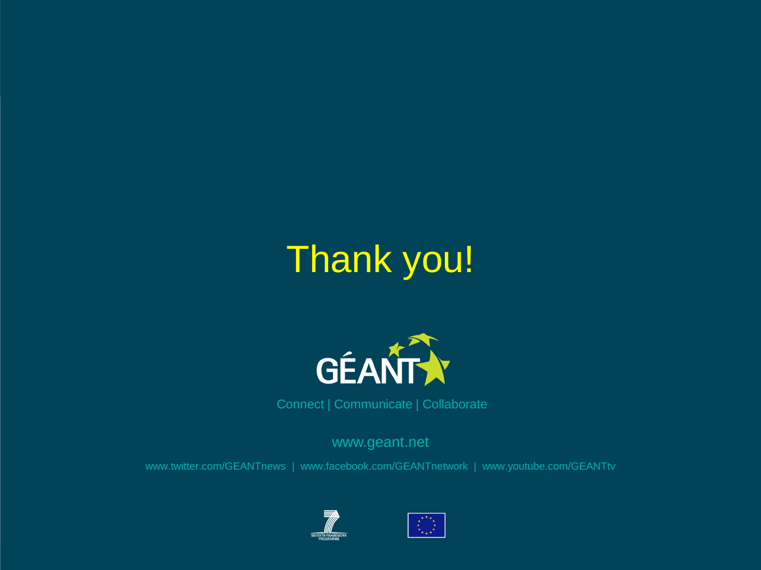# Thank you!

GÉANT

Connect | Communicate | Collaborate

www.geant.net

www.twitter.com/GEANTnews | www.facebook.com/GEANTnetwork | www.youtube.com/GEANTtv

SEVENTH FRAMEWORK PROGRAMME